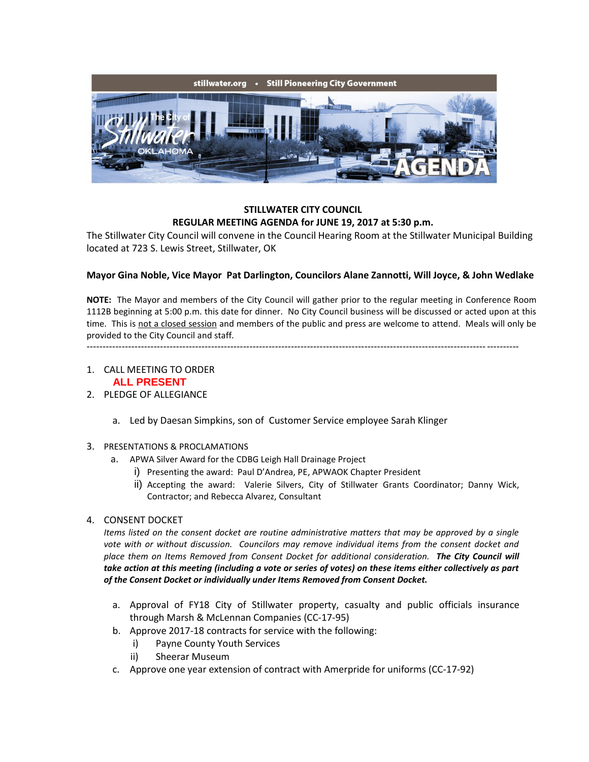stillwater.org • Still Pioneering City Government

The City of Stillwater OKLAHOMA

AGENDA

**STILLWATER CITY COUNCIL**
**REGULAR MEETING AGENDA for JUNE 19, 2017 at 5:30 p.m.**

The Stillwater City Council will convene in the Council Hearing Room at the Stillwater Municipal Building located at 723 S. Lewis Street, Stillwater, OK

**Mayor Gina Noble, Vice Mayor Pat Darlington, Councilors Alane Zannotti, Will Joyce, & John Wedlake**

**NOTE:** The Mayor and members of the City Council will gather prior to the regular meeting in Conference Room 1112B beginning at 5:00 p.m. this date for dinner. No City Council business will be discussed or acted upon at this time. This is not a closed session and members of the public and press are welcome to attend. Meals will only be provided to the City Council and staff.

---

1. CALL MEETING TO ORDER
   **ALL PRESENT**
2. PLEDGE OF ALLEGIANCE
   a. Led by Daesan Simpkins, son of Customer Service employee Sarah Klinger
3. PRESENTATIONS & PROCLAMATIONS
   a. APWA Silver Award for the CDBG Leigh Hall Drainage Project
      i) Presenting the award: Paul D'Andrea, PE, APWAOK Chapter President
      ii) Accepting the award: Valerie Silvers, City of Stillwater Grants Coordinator; Danny Wick, Contractor; and Rebecca Alvarez, Consultant
4. CONSENT DOCKET
   *Items listed on the consent docket are routine administrative matters that may be approved by a single vote with or without discussion. Councilors may remove individual items from the consent docket and place them on Items Removed from Consent Docket for additional consideration.* ***The City Council will take action at this meeting (including a vote or series of votes) on these items either collectively as part of the Consent Docket or individually under Items Removed from Consent Docket.***
   a. Approval of FY18 City of Stillwater property, casualty and public officials insurance through Marsh & McLennan Companies (CC-17-95)
   b. Approve 2017-18 contracts for service with the following:
      i) Payne County Youth Services
      ii) Sheerar Museum
   c. Approve one year extension of contract with Amerpride for uniforms (CC-17-92)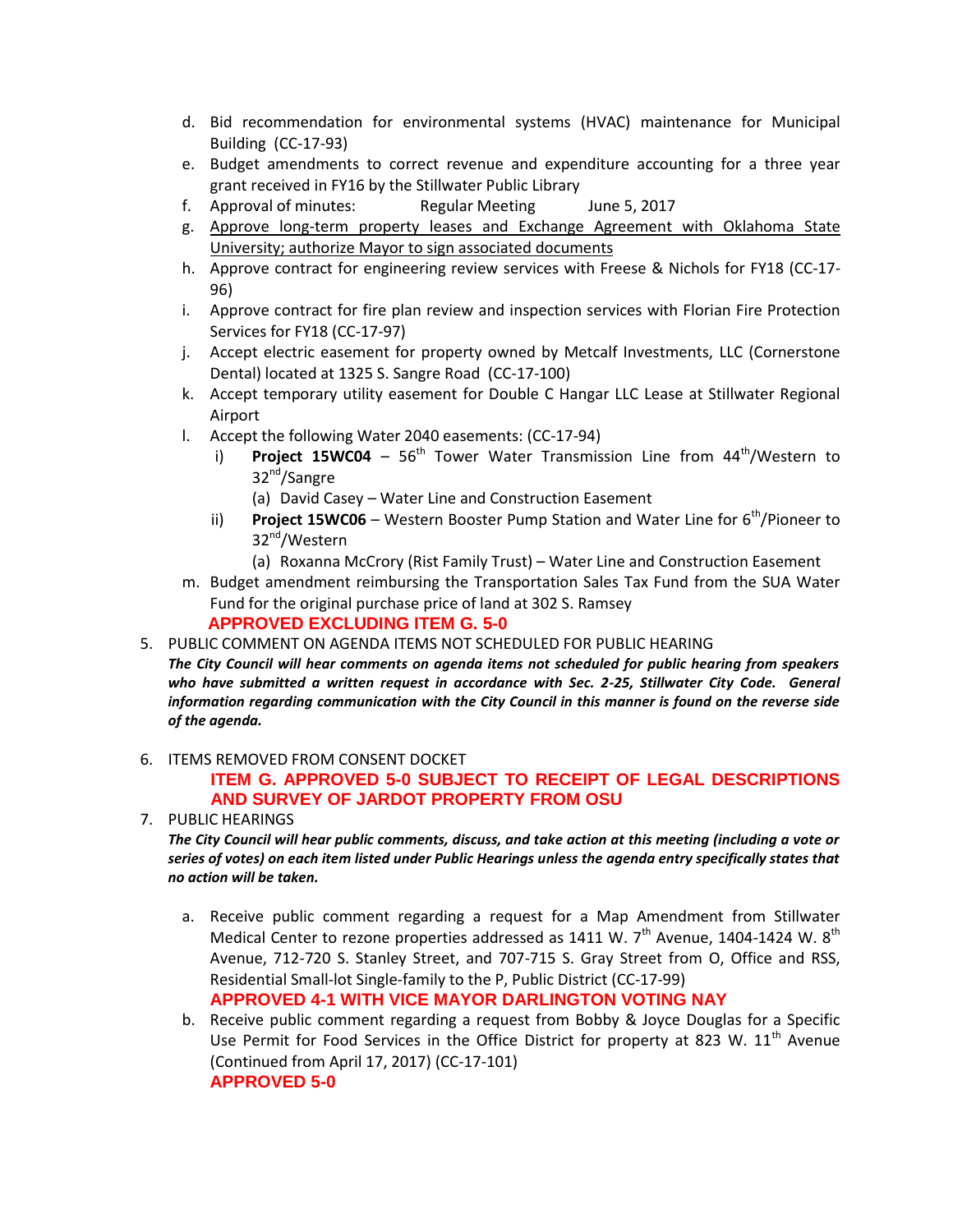d. Bid recommendation for environmental systems (HVAC) maintenance for Municipal Building (CC-17-93)

e. Budget amendments to correct revenue and expenditure accounting for a three year grant received in FY16 by the Stillwater Public Library

f. Approval of minutes: Regular Meeting June 5, 2017

g. <u>Approve long-term property leases and Exchange Agreement with Oklahoma State University; authorize Mayor to sign associated documents</u>

h. Approve contract for engineering review services with Freese & Nichols for FY18 (CC-17-96)

i. Approve contract for fire plan review and inspection services with Florian Fire Protection Services for FY18 (CC-17-97)

j. Accept electric easement for property owned by Metcalf Investments, LLC (Cornerstone Dental) located at 1325 S. Sangre Road (CC-17-100)

k. Accept temporary utility easement for Double C Hangar LLC Lease at Stillwater Regional Airport

l. Accept the following Water 2040 easements: (CC-17-94)
   - i) **Project 15WC04** – 56th Tower Water Transmission Line from 44th/Western to 32nd/Sangre
     - (a) David Casey – Water Line and Construction Easement
   - ii) **Project 15WC06** – Western Booster Pump Station and Water Line for 6th/Pioneer to 32nd/Western
     - (a) Roxanna McCrory (Rist Family Trust) – Water Line and Construction Easement

m. Budget amendment reimbursing the Transportation Sales Tax Fund from the SUA Water Fund for the original purchase price of land at 302 S. Ramsey

**APPROVED EXCLUDING ITEM G. 5-0**

5. PUBLIC COMMENT ON AGENDA ITEMS NOT SCHEDULED FOR PUBLIC HEARING

***The City Council will hear comments on agenda items not scheduled for public hearing from speakers who have submitted a written request in accordance with Sec. 2-25, Stillwater City Code. General information regarding communication with the City Council in this manner is found on the reverse side of the agenda.***

6. ITEMS REMOVED FROM CONSENT DOCKET

**ITEM G. APPROVED 5-0 SUBJECT TO RECEIPT OF LEGAL DESCRIPTIONS AND SURVEY OF JARDOT PROPERTY FROM OSU**

7. PUBLIC HEARINGS

***The City Council will hear public comments, discuss, and take action at this meeting (including a vote or series of votes) on each item listed under Public Hearings unless the agenda entry specifically states that no action will be taken.***

a. Receive public comment regarding a request for a Map Amendment from Stillwater Medical Center to rezone properties addressed as 1411 W. 7th Avenue, 1404-1424 W. 8th Avenue, 712-720 S. Stanley Street, and 707-715 S. Gray Street from O, Office and RSS, Residential Small-lot Single-family to the P, Public District (CC-17-99)

**APPROVED 4-1 WITH VICE MAYOR DARLINGTON VOTING NAY**

b. Receive public comment regarding a request from Bobby & Joyce Douglas for a Specific Use Permit for Food Services in the Office District for property at 823 W. 11th Avenue (Continued from April 17, 2017) (CC-17-101)

**APPROVED 5-0**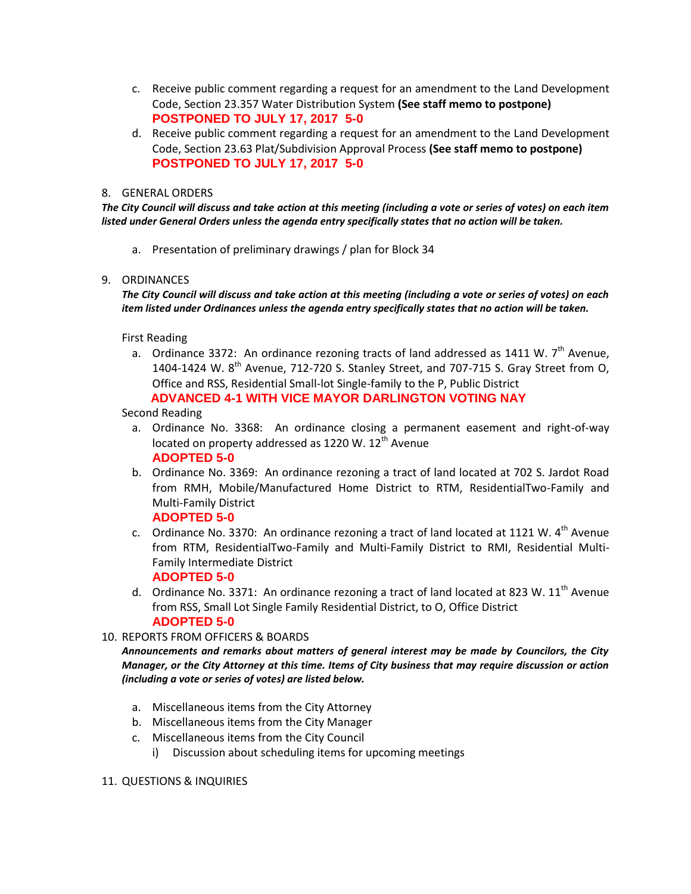c. Receive public comment regarding a request for an amendment to the Land Development Code, Section 23.357 Water Distribution System **(See staff memo to postpone)**
   **POSTPONED TO JULY 17, 2017 5-0**

d. Receive public comment regarding a request for an amendment to the Land Development Code, Section 23.63 Plat/Subdivision Approval Process **(See staff memo to postpone)**
   **POSTPONED TO JULY 17, 2017 5-0**

8. GENERAL ORDERS

***The City Council will discuss and take action at this meeting (including a vote or series of votes) on each item listed under General Orders unless the agenda entry specifically states that no action will be taken.***

   a. Presentation of preliminary drawings / plan for Block 34

9. ORDINANCES

   ***The City Council will discuss and take action at this meeting (including a vote or series of votes) on each item listed under Ordinances unless the agenda entry specifically states that no action will be taken.***

   First Reading

   a. Ordinance 3372: An ordinance rezoning tracts of land addressed as 1411 W. 7th Avenue, 1404-1424 W. 8th Avenue, 712-720 S. Stanley Street, and 707-715 S. Gray Street from O, Office and RSS, Residential Small-lot Single-family to the P, Public District
      **ADVANCED 4-1 WITH VICE MAYOR DARLINGTON VOTING NAY**

   Second Reading

   a. Ordinance No. 3368: An ordinance closing a permanent easement and right-of-way located on property addressed as 1220 W. 12th Avenue
      **ADOPTED 5-0**

   b. Ordinance No. 3369: An ordinance rezoning a tract of land located at 702 S. Jardot Road from RMH, Mobile/Manufactured Home District to RTM, ResidentialTwo-Family and Multi-Family District
      **ADOPTED 5-0**

   c. Ordinance No. 3370: An ordinance rezoning a tract of land located at 1121 W. 4th Avenue from RTM, ResidentialTwo-Family and Multi-Family District to RMI, Residential Multi-Family Intermediate District
      **ADOPTED 5-0**

   d. Ordinance No. 3371: An ordinance rezoning a tract of land located at 823 W. 11th Avenue from RSS, Small Lot Single Family Residential District, to O, Office District
      **ADOPTED 5-0**

10. REPORTS FROM OFFICERS & BOARDS

   ***Announcements and remarks about matters of general interest may be made by Councilors, the City Manager, or the City Attorney at this time. Items of City business that may require discussion or action (including a vote or series of votes) are listed below.***

   a. Miscellaneous items from the City Attorney
   b. Miscellaneous items from the City Manager
   c. Miscellaneous items from the City Council
      i) Discussion about scheduling items for upcoming meetings

11. QUESTIONS & INQUIRIES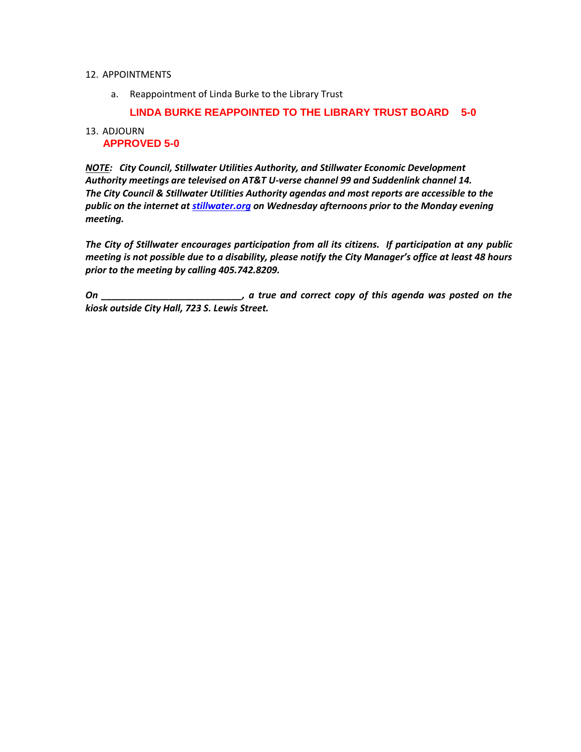12. APPOINTMENTS

    a. Reappointment of Linda Burke to the Library Trust

    **LINDA BURKE REAPPOINTED TO THE LIBRARY TRUST BOARD 5-0**

13. ADJOURN

    **APPROVED 5-0**

***NOTE**: City Council, Stillwater Utilities Authority, and Stillwater Economic Development Authority meetings are televised on AT&T U-verse channel 99 and Suddenlink channel 14. The City Council & Stillwater Utilities Authority agendas and most reports are accessible to the public on the internet at [stillwater.org](http://stillwater.org) on Wednesday afternoons prior to the Monday evening meeting.*

***The City of Stillwater encourages participation from all its citizens. If participation at any public meeting is not possible due to a disability, please notify the City Manager's office at least 48 hours prior to the meeting by calling 405.742.8209.***

***On ___________________________, a true and correct copy of this agenda was posted on the kiosk outside City Hall, 723 S. Lewis Street.***